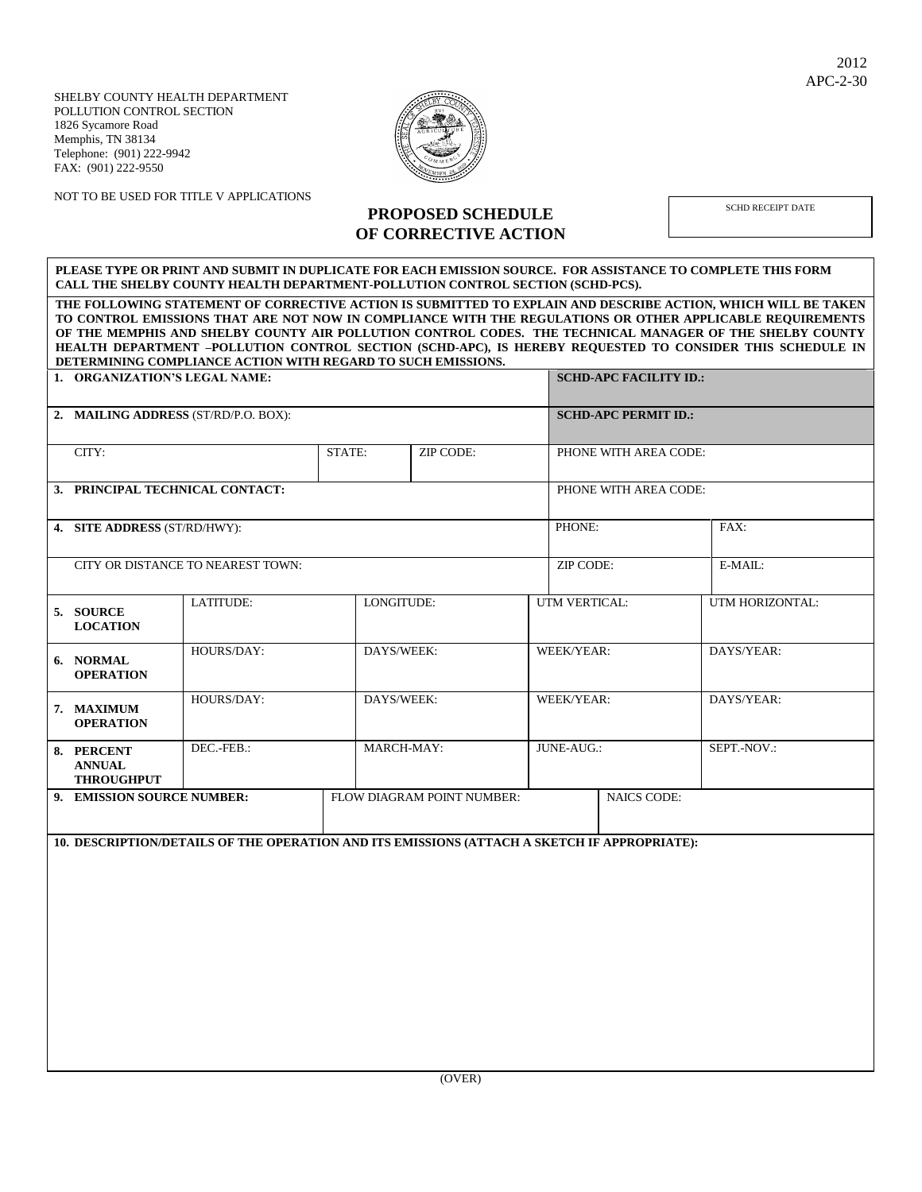2012
APC-2-30

SHELBY COUNTY HEALTH DEPARTMENT
POLLUTION CONTROL SECTION
1826 Sycamore Road
Memphis, TN 38134
Telephone: (901) 222-9942
FAX: (901) 222-9550

NOT TO BE USED FOR TITLE V APPLICATIONS

# PROPOSED SCHEDULE OF CORRECTIVE ACTION

| SCHD RECEIPT DATE |
|---|
| |

**PLEASE TYPE OR PRINT AND SUBMIT IN DUPLICATE FOR EACH EMISSION SOURCE. FOR ASSISTANCE TO COMPLETE THIS FORM CALL THE SHELBY COUNTY HEALTH DEPARTMENT-POLLUTION CONTROL SECTION (SCHD-PCS).**

**THE FOLLOWING STATEMENT OF CORRECTIVE ACTION IS SUBMITTED TO EXPLAIN AND DESCRIBE ACTION, WHICH WILL BE TAKEN TO CONTROL EMISSIONS THAT ARE NOT NOW IN COMPLIANCE WITH THE REGULATIONS OR OTHER APPLICABLE REQUIREMENTS OF THE MEMPHIS AND SHELBY COUNTY AIR POLLUTION CONTROL CODES. THE TECHNICAL MANAGER OF THE SHELBY COUNTY HEALTH DEPARTMENT –POLLUTION CONTROL SECTION (SCHD-APC), IS HEREBY REQUESTED TO CONSIDER THIS SCHEDULE IN DETERMINING COMPLIANCE ACTION WITH REGARD TO SUCH EMISSIONS.**

| | | | |
|---|---|---|---|
| **1. ORGANIZATION'S LEGAL NAME:** | | | **SCHD-APC FACILITY ID.:** |
| **2. MAILING ADDRESS** (ST/RD/P.O. BOX): | | | **SCHD-APC PERMIT ID.:** |
| CITY: | STATE: | ZIP CODE: | PHONE WITH AREA CODE: |
| **3. PRINCIPAL TECHNICAL CONTACT:** | | | PHONE WITH AREA CODE: |

| | | |
|---|---|---|
| **4. SITE ADDRESS** (ST/RD/HWY): | PHONE: | FAX: |
| CITY OR DISTANCE TO NEAREST TOWN: | ZIP CODE: | E-MAIL: |

| | | | | |
|---|---|---|---|---|
| **5. SOURCE LOCATION** | LATITUDE: | LONGITUDE: | UTM VERTICAL: | UTM HORIZONTAL: |
| **6. NORMAL OPERATION** | HOURS/DAY: | DAYS/WEEK: | WEEK/YEAR: | DAYS/YEAR: |
| **7. MAXIMUM OPERATION** | HOURS/DAY: | DAYS/WEEK: | WEEK/YEAR: | DAYS/YEAR: |
| **8. PERCENT ANNUAL THROUGHPUT** | DEC.-FEB.: | MARCH-MAY: | JUNE-AUG.: | SEPT.-NOV.: |

| | | |
|---|---|---|
| **9. EMISSION SOURCE NUMBER:** | FLOW DIAGRAM POINT NUMBER: | NAICS CODE: |

**10. DESCRIPTION/DETAILS OF THE OPERATION AND ITS EMISSIONS (ATTACH A SKETCH IF APPROPRIATE):**

(OVER)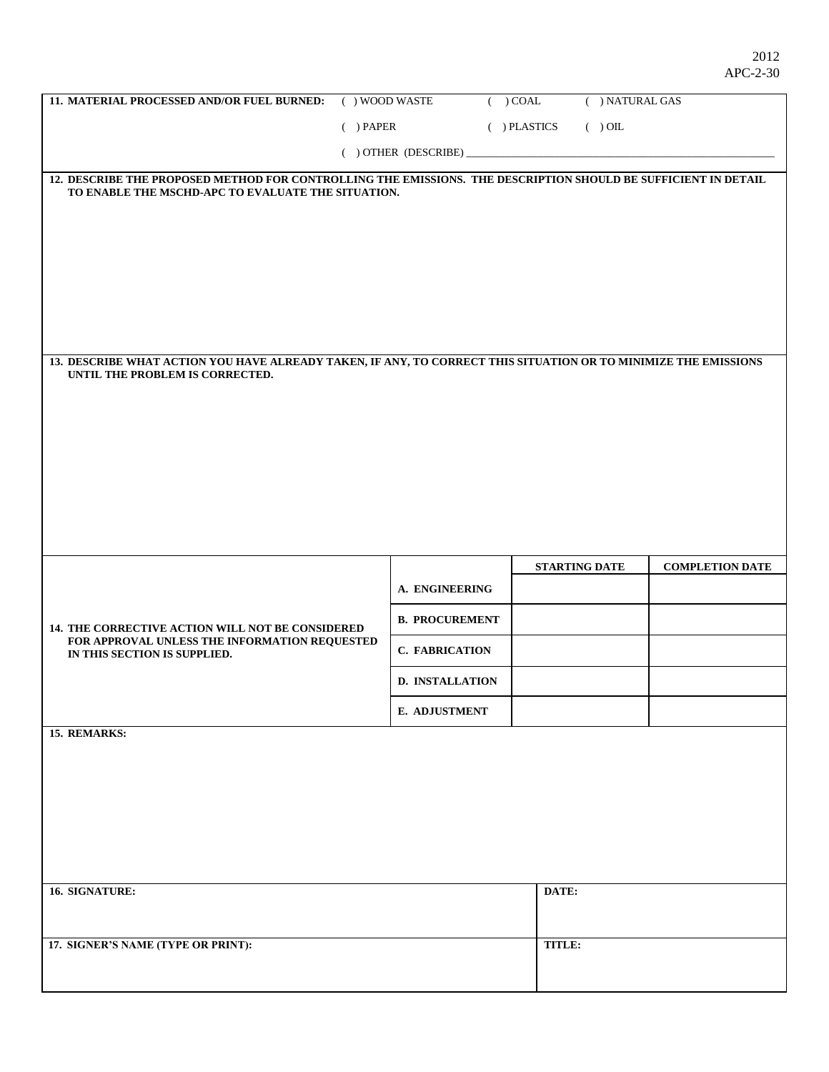2012
APC-2-30

**11. MATERIAL PROCESSED AND/OR FUEL BURNED:** ( ) WOOD WASTE ( ) COAL ( ) NATURAL GAS

( ) PAPER ( ) PLASTICS ( ) OIL

( ) OTHER (DESCRIBE) ______________________________

**12. DESCRIBE THE PROPOSED METHOD FOR CONTROLLING THE EMISSIONS. THE DESCRIPTION SHOULD BE SUFFICIENT IN DETAIL TO ENABLE THE MSCHD-APC TO EVALUATE THE SITUATION.**

**13. DESCRIBE WHAT ACTION YOU HAVE ALREADY TAKEN, IF ANY, TO CORRECT THIS SITUATION OR TO MINIMIZE THE EMISSIONS UNTIL THE PROBLEM IS CORRECTED.**

| | | STARTING DATE | COMPLETION DATE |
|---|---|---|---|
| **14. THE CORRECTIVE ACTION WILL NOT BE CONSIDERED FOR APPROVAL UNLESS THE INFORMATION REQUESTED IN THIS SECTION IS SUPPLIED.** | **A. ENGINEERING** | | |
| | **B. PROCUREMENT** | | |
| | **C. FABRICATION** | | |
| | **D. INSTALLATION** | | |
| | **E. ADJUSTMENT** | | |

**15. REMARKS:**

| | |
|---|---|
| **16. SIGNATURE:** | **DATE:** |
| **17. SIGNER'S NAME (TYPE OR PRINT):** | **TITLE:** |